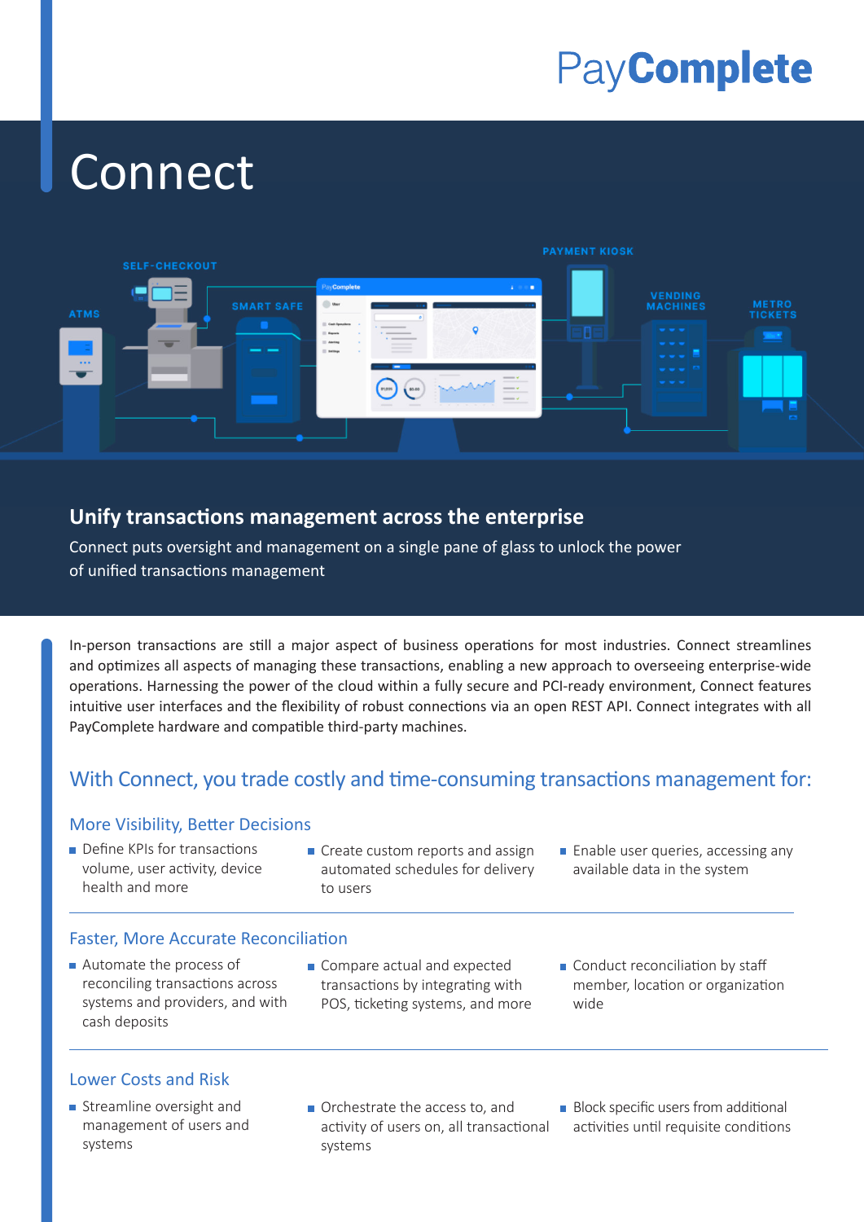PayComplete

# Connect

## Unify transactions management across the enterprise

Connect puts oversight and management on a single pane of glass to unlock the power of unified transactions management

In-person transactions are still a major aspect of business operations for most industries. Connect streamlines and optimizes all aspects of managing these transactions, enabling a new approach to overseeing enterprise-wide operations. Harnessing the power of the cloud within a fully secure and PCI-ready environment, Connect features intuitive user interfaces and the flexibility of robust connections via an open REST API. Connect integrates with all PayComplete hardware and compatible third-party machines.

## With Connect, you trade costly and time-consuming transactions management for:

### More Visibility, Better Decisions

- Define KPIs for transactions volume, user activity, device health and more
- Create custom reports and assign automated schedules for delivery to users
- Enable user queries, accessing any available data in the system

### Faster, More Accurate Reconciliation

- Automate the process of reconciling transactions across systems and providers, and with cash deposits
- Compare actual and expected transactions by integrating with POS, ticketing systems, and more
- Conduct reconciliation by staff member, location or organization wide

### Lower Costs and Risk

- Streamline oversight and management of users and systems
- Orchestrate the access to, and activity of users on, all transactional systems
- Block specific users from additional activities until requisite conditions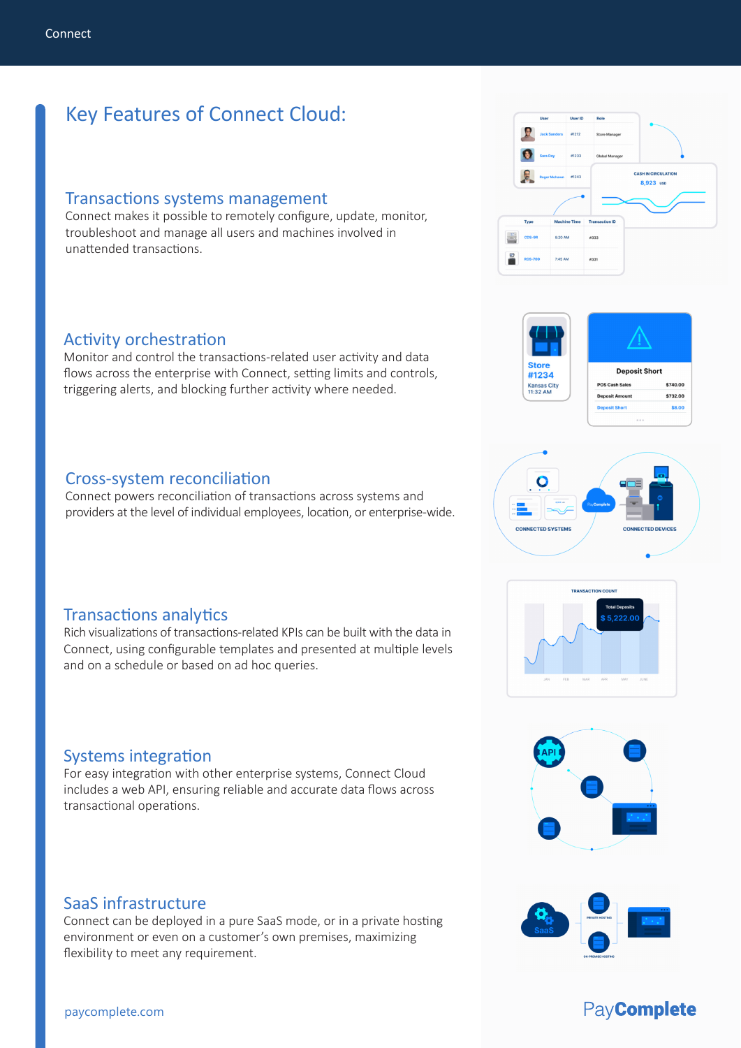# Key Features of Connect Cloud:

## Transactions systems management

Connect makes it possible to remotely configure, update, monitor, troubleshoot and manage all users and machines involved in unattended transactions.

## Activity orchestration

Monitor and control the transactions-related user activity and data flows across the enterprise with Connect, setting limits and controls, triggering alerts, and blocking further activity where needed.

## Cross-system reconciliation

Connect powers reconciliation of transactions across systems and providers at the level of individual employees, location, or enterprise-wide.

## Transactions analytics

Rich visualizations of transactions-related KPIs can be built with the data in Connect, using configurable templates and presented at multiple levels and on a schedule or based on ad hoc queries.

## Systems integration

For easy integration with other enterprise systems, Connect Cloud includes a web API, ensuring reliable and accurate data flows across transactional operations.

## SaaS infrastructure

Connect can be deployed in a pure SaaS mode, or in a private hosting environment or even on a customer's own premises, maximizing flexibility to meet any requirement.

paycomplete.com

PayComplete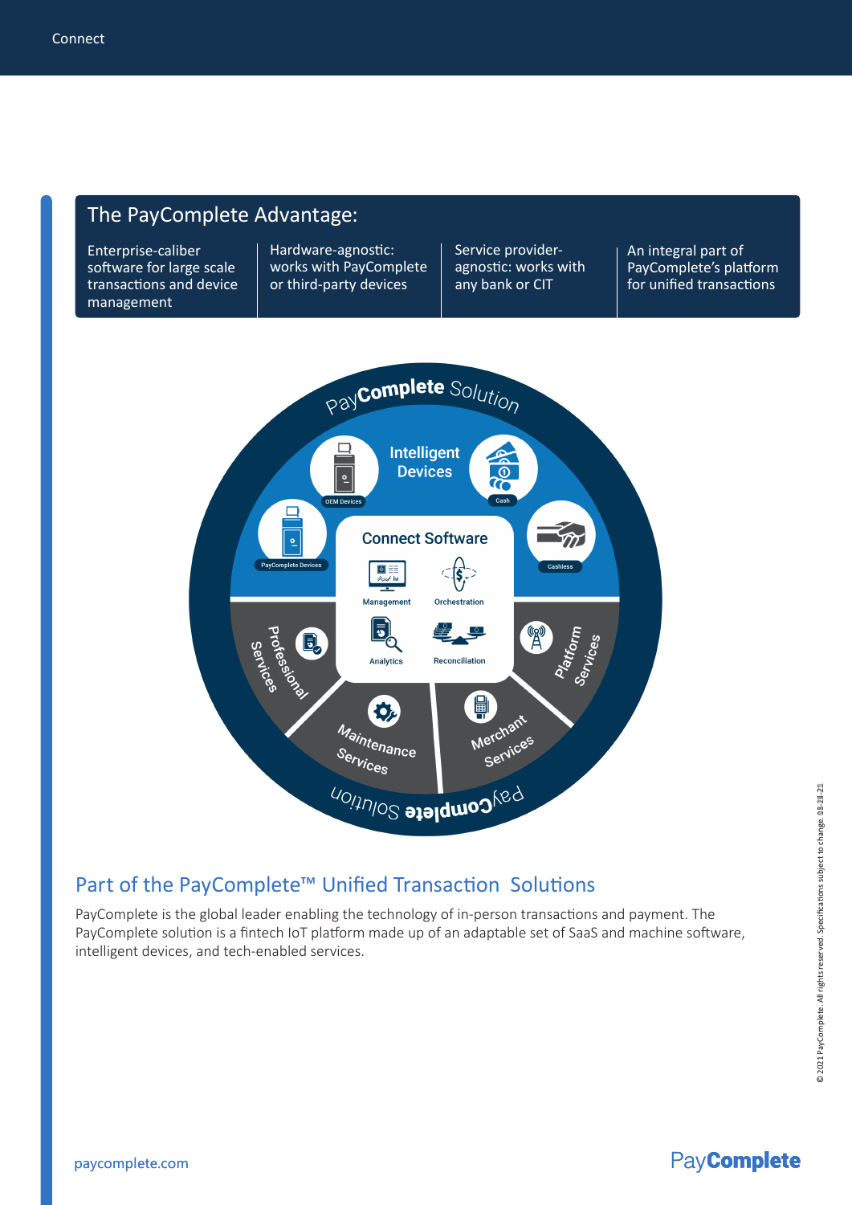## The PayComplete Advantage:

- Enterprise-caliber software for large scale transactions and device management
- Hardware-agnostic: works with PayComplete or third-party devices
- Service provider-agnostic: works with any bank or CIT
- An integral part of PayComplete's platform for unified transactions

PayComplete Solution

Intelligent Devices

OEM Devices

Cash

PayComplete Devices

Cashless

Connect Software

Management

Orchestration

Analytics

Reconciliation

Professional Services

Platform Services

Maintenance Services

Merchant Services

PayComplete Solution

## Part of the PayComplete™ Unified Transaction Solutions

PayComplete is the global leader enabling the technology of in-person transactions and payment. The PayComplete solution is a fintech IoT platform made up of an adaptable set of SaaS and machine software, intelligent devices, and tech-enabled services.

© 2021 PayComplete. All rights reserved. Specifications subject to change. 08-28-21

paycomplete.com

PayComplete